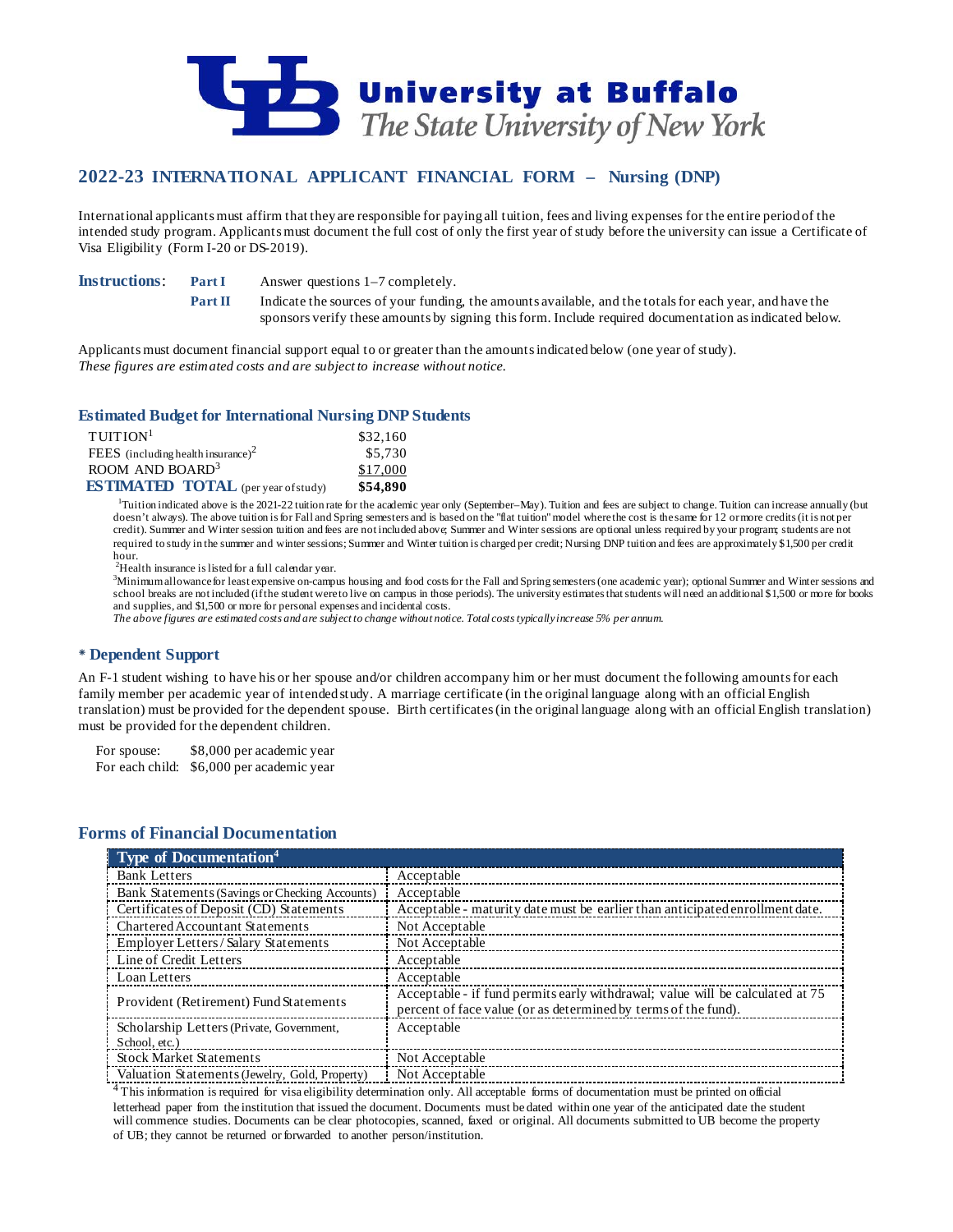# University at Buffalo
*The State University of New York*

## 2022-23 INTERNATIONAL APPLICANT FINANCIAL FORM – Nursing (DNP)

International applicants must affirm that they are responsible for paying all tuition, fees and living expenses for the entire period of the intended study program. Applicants must document the full cost of only the first year of study before the university can issue a Certificate of Visa Eligibility (Form I-20 or DS-2019).

**Instructions**:

- **Part I** Answer questions 1–7 completely.
- **Part II** Indicate the sources of your funding, the amounts available, and the totals for each year, and have the sponsors verify these amounts by signing this form. Include required documentation as indicated below.

Applicants must document financial support equal to or greater than the amounts indicated below (one year of study).
*These figures are estimated costs and are subject to increase without notice.*

### Estimated Budget for International Nursing DNP Students

| | |
|---|---|
| TUITION[1] | $32,160 |
| FEES (including health insurance)[2] | $5,730 |
| ROOM AND BOARD[3] | $17,000 |
| **ESTIMATED TOTAL** (per year of study) | **$54,890** |

[1]Tuition indicated above is the 2021-22 tuition rate for the academic year only (September–May). Tuition and fees are subject to change. Tuition can increase annually (but doesn't always). The above tuition is for Fall and Spring semesters and is based on the "flat tuition" model where the cost is the same for 12 or more credits (it is not per credit). Summer and Winter session tuition and fees are not included above; Summer and Winter sessions are optional unless required by your program; students are not required to study in the summer and winter sessions; Summer and Winter tuition is charged per credit; Nursing DNP tuition and fees are approximately $1,500 per credit hour.

[2]Health insurance is listed for a full calendar year.

[3]Minimum allowance for least expensive on-campus housing and food costs for the Fall and Spring semesters (one academic year); optional Summer and Winter sessions and school breaks are not included (if the student were to live on campus in those periods). The university estimates that students will need an additional $1,500 or more for books and supplies, and $1,500 or more for personal expenses and incidental costs.

*The above figures are estimated costs and are subject to change without notice. Total costs typically increase 5% per annum.*

### * Dependent Support

An F-1 student wishing to have his or her spouse and/or children accompany him or her must document the following amounts for each family member per academic year of intended study. A marriage certificate (in the original language along with an official English translation) must be provided for the dependent spouse. Birth certificates (in the original language along with an official English translation) must be provided for the dependent children.

For spouse: $8,000 per academic year
For each child: $6,000 per academic year

### Forms of Financial Documentation

| Type of Documentation[4] | |
|---|---|
| Bank Letters | Acceptable |
| Bank Statements (Savings or Checking Accounts) | Acceptable |
| Certificates of Deposit (CD) Statements | Acceptable - maturity date must be earlier than anticipated enrollment date. |
| Chartered Accountant Statements | Not Acceptable |
| Employer Letters / Salary Statements | Not Acceptable |
| Line of Credit Letters | Acceptable |
| Loan Letters | Acceptable |
| Provident (Retirement) Fund Statements | Acceptable - if fund permits early withdrawal; value will be calculated at 75 percent of face value (or as determined by terms of the fund). |
| Scholarship Letters (Private, Government, School, etc.) | Acceptable |
| Stock Market Statements | Not Acceptable |
| Valuation Statements (Jewelry, Gold, Property) | Not Acceptable |

[4]This information is required for visa eligibility determination only. All acceptable forms of documentation must be printed on official letterhead paper from the institution that issued the document. Documents must be dated within one year of the anticipated date the student will commence studies. Documents can be clear photocopies, scanned, faxed or original. All documents submitted to UB become the property of UB; they cannot be returned or forwarded to another person/institution.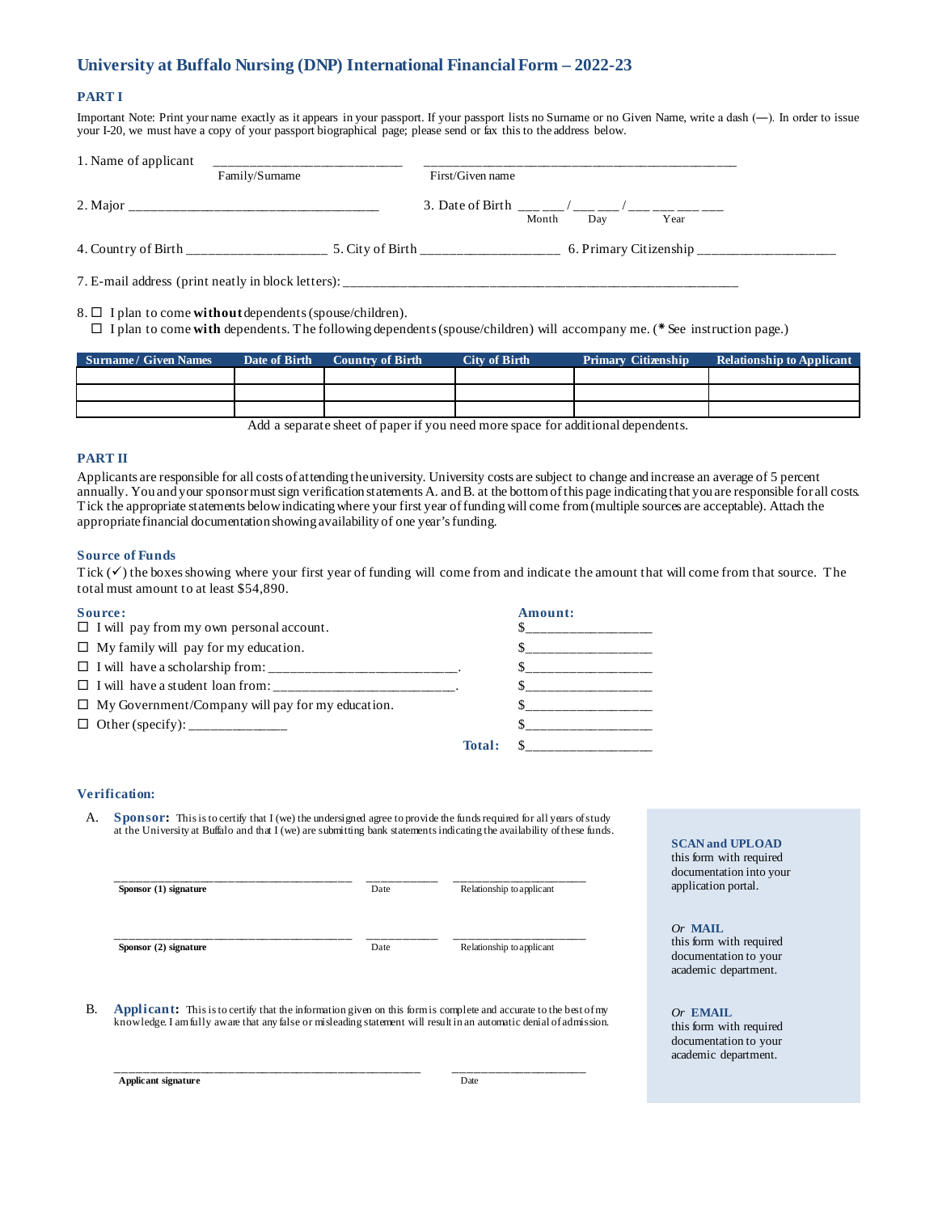# University at Buffalo Nursing (DNP) International Financial Form – 2022-23

## PART I

Important Note: Print your name exactly as it appears in your passport. If your passport lists no Surname or no Given Name, write a dash (—). In order to issue your I-20, we must have a copy of your passport biographical page; please send or fax this to the address below.

1. Name of applicant ___________________________ _____________________________________________
   Family/Surname First/Given name

2. Major ____________________________________ 3. Date of Birth ___ ___ / ___ ___ / ___ ___ ___ ___
   Month Day Year

4. Country of Birth ____________________ 5. City of Birth ____________________ 6. Primary Citizenship ____________________

7. E-mail address (print neatly in block letters): ____________________________________________________________

8. ☐ I plan to come **without** dependents (spouse/children).
   ☐ I plan to come **with** dependents. The following dependents (spouse/children) will accompany me. (* See instruction page.)

| Surname / Given Names | Date of Birth | Country of Birth | City of Birth | Primary Citizenship | Relationship to Applicant |
|---|---|---|---|---|---|
| | | | | | |
| | | | | | |
| | | | | | |

Add a separate sheet of paper if you need more space for additional dependents.

## PART II

Applicants are responsible for all costs of attending the university. University costs are subject to change and increase an average of 5 percent annually. You and your sponsor must sign verification statements A. and B. at the bottom of this page indicating that you are responsible for all costs. Tick the appropriate statements below indicating where your first year of funding will come from (multiple sources are acceptable). Attach the appropriate financial documentation showing availability of one year's funding.

### Source of Funds

Tick (✓) the boxes showing where your first year of funding will come from and indicate the amount that will come from that source. The total must amount to at least $54,890.

| Source: | Amount: |
|---|---|
| ☐ I will pay from my own personal account. | $__________________ |
| ☐ My family will pay for my education. | $__________________ |
| ☐ I will have a scholarship from: ___________________________. | $__________________ |
| ☐ I will have a student loan from: ___________________________. | $__________________ |
| ☐ My Government/Company will pay for my education. | $__________________ |
| ☐ Other (specify): ______________ | $__________________ |
| **Total:** | $__________________ |

### Verification:

A. **Sponsor:** This is to certify that I (we) the undersigned agree to provide the funds required for all years of study at the University at Buffalo and that I (we) are submitting bank statements indicating the availability of these funds.

______________________________________ ___________ _____________________
**Sponsor (1) signature** Date Relationship to applicant

______________________________________ ___________ _____________________
**Sponsor (2) signature** Date Relationship to applicant

B. **Applicant:** This is to certify that the information given on this form is complete and accurate to the best of my knowledge. I am fully aware that any false or misleading statement will result in an automatic denial of admission.

__________________________________________________ _____________________
**Applicant signature** Date

**SCAN and UPLOAD** this form with required documentation into your application portal.

*Or* **MAIL** this form with required documentation to your academic department.

*Or* **EMAIL** this form with required documentation to your academic department.